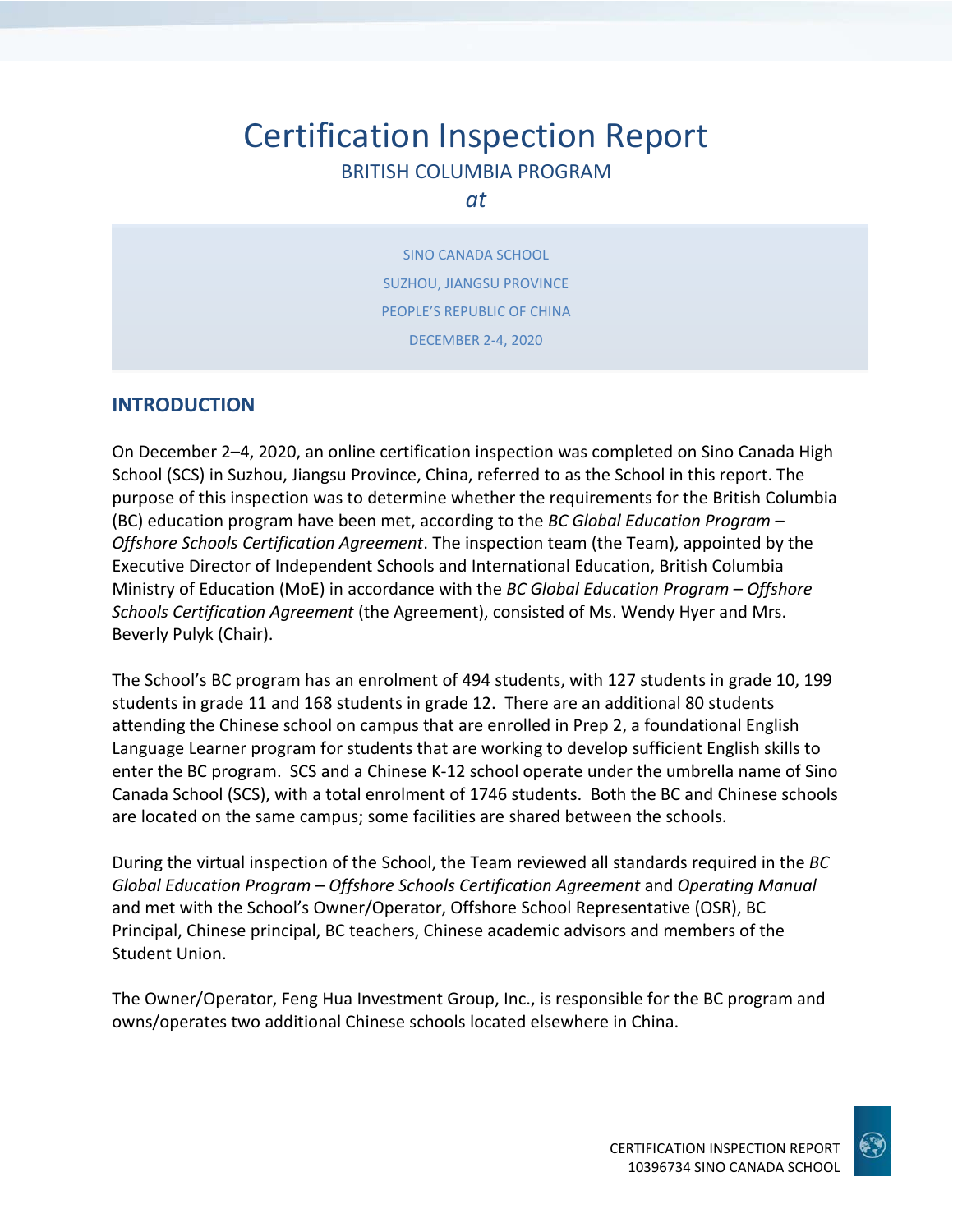# Certification Inspection Report

BRITISH COLUMBIA PROGRAM

*at*

SINO CANADA SCHOOL

SUZHOU, JIANGSU PROVINCE

PEOPLE'S REPUBLIC OF CHINA

DECEMBER 2-4, 2020

## INTRODUCTION

On December 2–4, 2020, an online certification inspection was completed on Sino Canada High School (SCS) in Suzhou, Jiangsu Province, China, referred to as the School in this report. The purpose of this inspection was to determine whether the requirements for the British Columbia (BC) education program have been met, according to the *BC Global Education Program – Offshore Schools Certification Agreement*. The inspection team (the Team), appointed by the Executive Director of Independent Schools and International Education, British Columbia Ministry of Education (MoE) in accordance with the *BC Global Education Program – Offshore Schools Certification Agreement* (the Agreement), consisted of Ms. Wendy Hyer and Mrs. Beverly Pulyk (Chair).

The School's BC program has an enrolment of 494 students, with 127 students in grade 10, 199 students in grade 11 and 168 students in grade 12. There are an additional 80 students attending the Chinese school on campus that are enrolled in Prep 2, a foundational English Language Learner program for students that are working to develop sufficient English skills to enter the BC program. SCS and a Chinese K-12 school operate under the umbrella name of Sino Canada School (SCS), with a total enrolment of 1746 students. Both the BC and Chinese schools are located on the same campus; some facilities are shared between the schools.

During the virtual inspection of the School, the Team reviewed all standards required in the *BC Global Education Program – Offshore Schools Certification Agreement* and *Operating Manual* and met with the School's Owner/Operator, Offshore School Representative (OSR), BC Principal, Chinese principal, BC teachers, Chinese academic advisors and members of the Student Union.

The Owner/Operator, Feng Hua Investment Group, Inc., is responsible for the BC program and owns/operates two additional Chinese schools located elsewhere in China.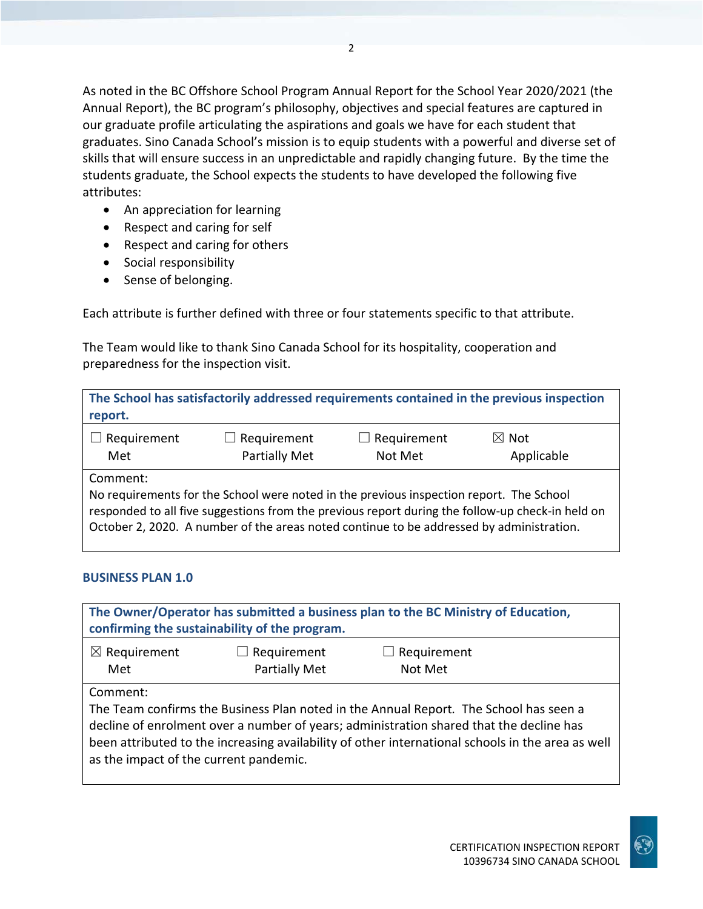As noted in the BC Offshore School Program Annual Report for the School Year 2020/2021 (the Annual Report), the BC program's philosophy, objectives and special features are captured in our graduate profile articulating the aspirations and goals we have for each student that graduates. Sino Canada School's mission is to equip students with a powerful and diverse set of skills that will ensure success in an unpredictable and rapidly changing future. By the time the students graduate, the School expects the students to have developed the following five attributes:

- An appreciation for learning
- Respect and caring for self
- Respect and caring for others
- Social responsibility
- Sense of belonging.

Each attribute is further defined with three or four statements specific to that attribute.

The Team would like to thank Sino Canada School for its hospitality, cooperation and preparedness for the inspection visit.

| **The School has satisfactorily addressed requirements contained in the previous inspection report.** | | | |
|---|---|---|---|
| ☐ Requirement Met | ☐ Requirement Partially Met | ☐ Requirement Not Met | ☒ Not Applicable |
| Comment: No requirements for the School were noted in the previous inspection report. The School responded to all five suggestions from the previous report during the follow-up check-in held on October 2, 2020. A number of the areas noted continue to be addressed by administration. | | | |

## BUSINESS PLAN 1.0

| **The Owner/Operator has submitted a business plan to the BC Ministry of Education, confirming the sustainability of the program.** | | |
|---|---|---|
| ☒ Requirement Met | ☐ Requirement Partially Met | ☐ Requirement Not Met |
| Comment: The Team confirms the Business Plan noted in the Annual Report. The School has seen a decline of enrolment over a number of years; administration shared that the decline has been attributed to the increasing availability of other international schools in the area as well as the impact of the current pandemic. | | |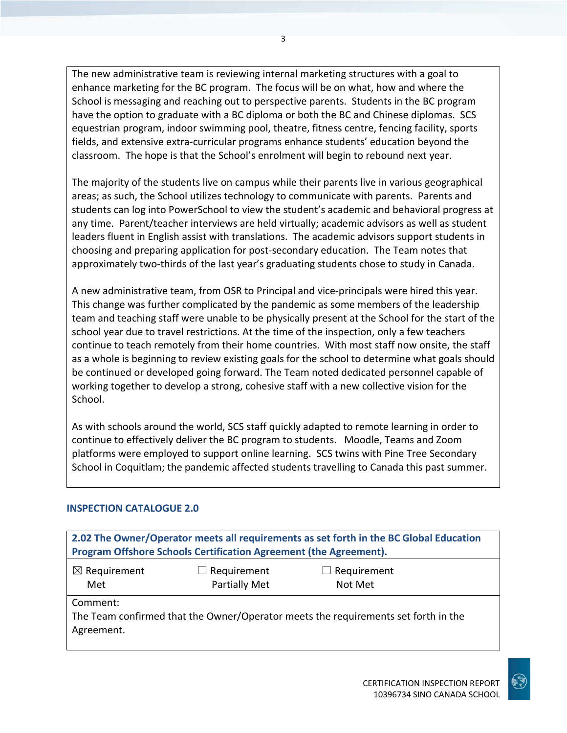The new administrative team is reviewing internal marketing structures with a goal to enhance marketing for the BC program. The focus will be on what, how and where the School is messaging and reaching out to perspective parents. Students in the BC program have the option to graduate with a BC diploma or both the BC and Chinese diplomas. SCS equestrian program, indoor swimming pool, theatre, fitness centre, fencing facility, sports fields, and extensive extra-curricular programs enhance students' education beyond the classroom. The hope is that the School's enrolment will begin to rebound next year.

The majority of the students live on campus while their parents live in various geographical areas; as such, the School utilizes technology to communicate with parents. Parents and students can log into PowerSchool to view the student's academic and behavioral progress at any time. Parent/teacher interviews are held virtually; academic advisors as well as student leaders fluent in English assist with translations. The academic advisors support students in choosing and preparing application for post-secondary education. The Team notes that approximately two-thirds of the last year's graduating students chose to study in Canada.

A new administrative team, from OSR to Principal and vice-principals were hired this year. This change was further complicated by the pandemic as some members of the leadership team and teaching staff were unable to be physically present at the School for the start of the school year due to travel restrictions. At the time of the inspection, only a few teachers continue to teach remotely from their home countries. With most staff now onsite, the staff as a whole is beginning to review existing goals for the school to determine what goals should be continued or developed going forward. The Team noted dedicated personnel capable of working together to develop a strong, cohesive staff with a new collective vision for the School.

As with schools around the world, SCS staff quickly adapted to remote learning in order to continue to effectively deliver the BC program to students. Moodle, Teams and Zoom platforms were employed to support online learning. SCS twins with Pine Tree Secondary School in Coquitlam; the pandemic affected students travelling to Canada this past summer.

## INSPECTION CATALOGUE 2.0

**2.02 The Owner/Operator meets all requirements as set forth in the BC Global Education Program Offshore Schools Certification Agreement (the Agreement).**

☒ Requirement Met ☐ Requirement Partially Met ☐ Requirement Not Met

Comment:
The Team confirmed that the Owner/Operator meets the requirements set forth in the Agreement.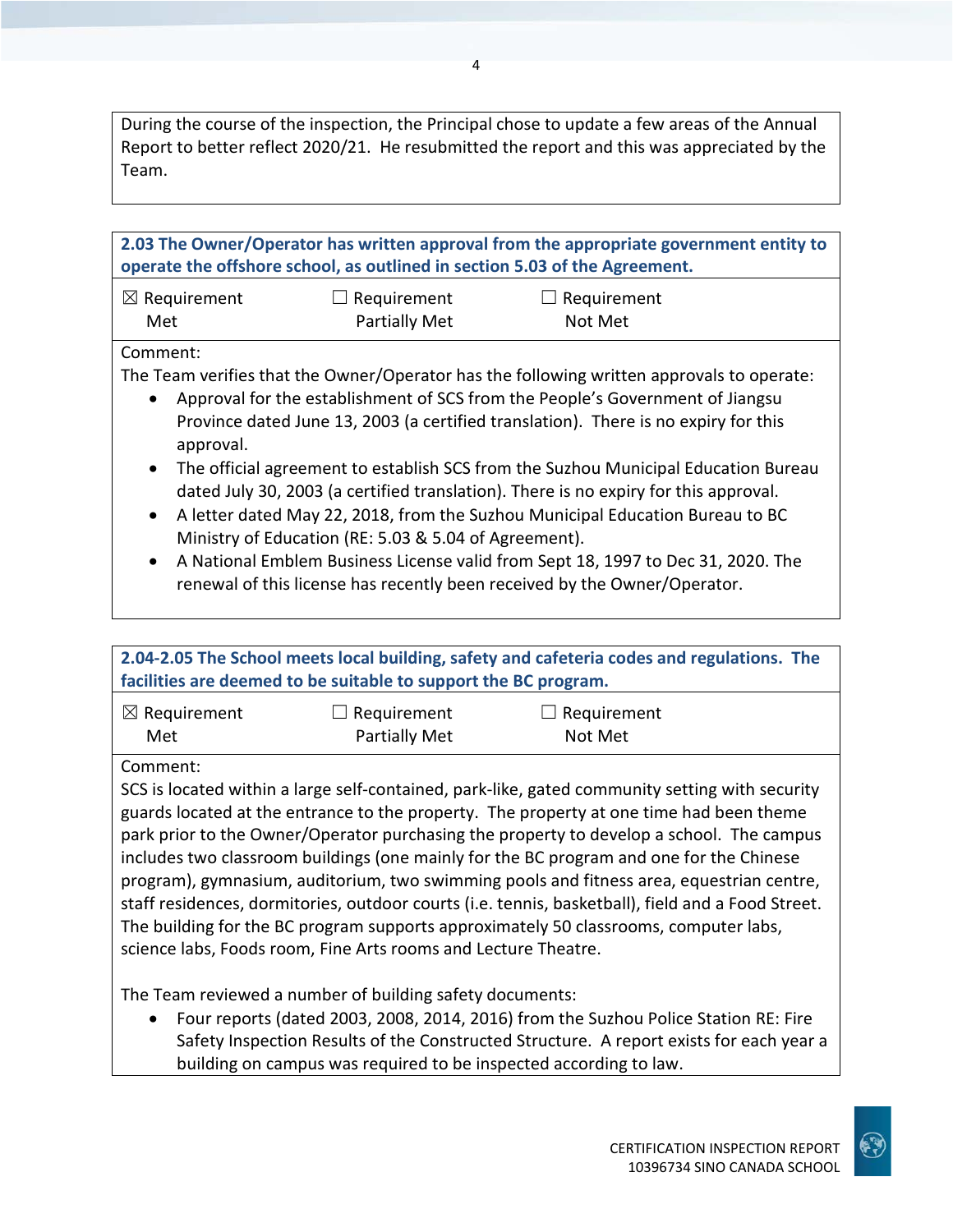During the course of the inspection, the Principal chose to update a few areas of the Annual Report to better reflect 2020/21. He resubmitted the report and this was appreciated by the Team.

**2.03 The Owner/Operator has written approval from the appropriate government entity to operate the offshore school, as outlined in section 5.03 of the Agreement.**

| ☒ Requirement Met | ☐ Requirement Partially Met | ☐ Requirement Not Met |
|---|---|---|

Comment:

The Team verifies that the Owner/Operator has the following written approvals to operate:

- Approval for the establishment of SCS from the People's Government of Jiangsu Province dated June 13, 2003 (a certified translation). There is no expiry for this approval.
- The official agreement to establish SCS from the Suzhou Municipal Education Bureau dated July 30, 2003 (a certified translation). There is no expiry for this approval.
- A letter dated May 22, 2018, from the Suzhou Municipal Education Bureau to BC Ministry of Education (RE: 5.03 & 5.04 of Agreement).
- A National Emblem Business License valid from Sept 18, 1997 to Dec 31, 2020. The renewal of this license has recently been received by the Owner/Operator.

**2.04-2.05 The School meets local building, safety and cafeteria codes and regulations. The facilities are deemed to be suitable to support the BC program.**

| ☒ Requirement Met | ☐ Requirement Partially Met | ☐ Requirement Not Met |
|---|---|---|

Comment:

SCS is located within a large self-contained, park-like, gated community setting with security guards located at the entrance to the property. The property at one time had been theme park prior to the Owner/Operator purchasing the property to develop a school. The campus includes two classroom buildings (one mainly for the BC program and one for the Chinese program), gymnasium, auditorium, two swimming pools and fitness area, equestrian centre, staff residences, dormitories, outdoor courts (i.e. tennis, basketball), field and a Food Street. The building for the BC program supports approximately 50 classrooms, computer labs, science labs, Foods room, Fine Arts rooms and Lecture Theatre.

The Team reviewed a number of building safety documents:

- Four reports (dated 2003, 2008, 2014, 2016) from the Suzhou Police Station RE: Fire Safety Inspection Results of the Constructed Structure. A report exists for each year a building on campus was required to be inspected according to law.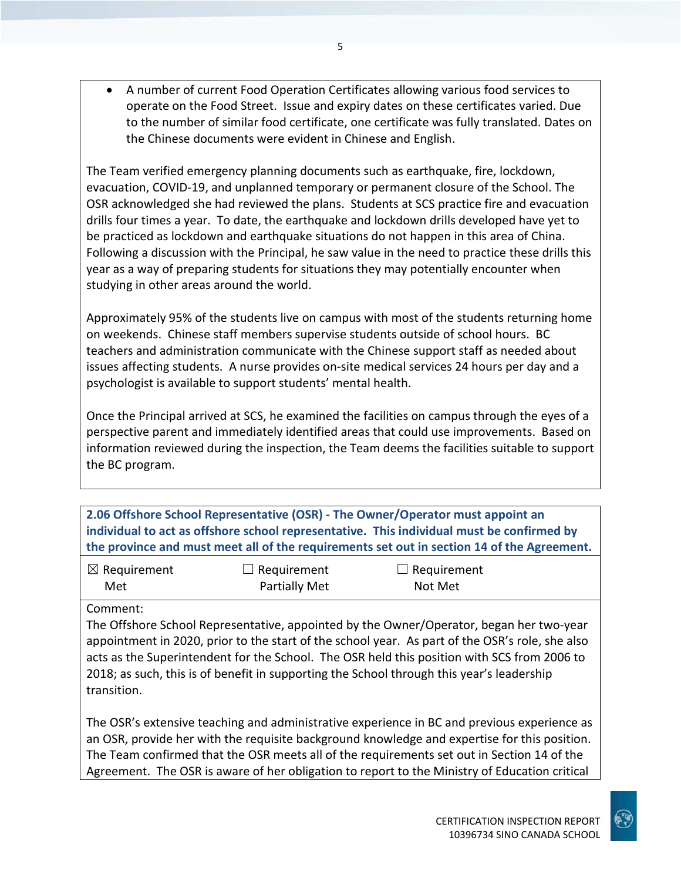- A number of current Food Operation Certificates allowing various food services to operate on the Food Street. Issue and expiry dates on these certificates varied. Due to the number of similar food certificate, one certificate was fully translated. Dates on the Chinese documents were evident in Chinese and English.

The Team verified emergency planning documents such as earthquake, fire, lockdown, evacuation, COVID-19, and unplanned temporary or permanent closure of the School. The OSR acknowledged she had reviewed the plans. Students at SCS practice fire and evacuation drills four times a year. To date, the earthquake and lockdown drills developed have yet to be practiced as lockdown and earthquake situations do not happen in this area of China. Following a discussion with the Principal, he saw value in the need to practice these drills this year as a way of preparing students for situations they may potentially encounter when studying in other areas around the world.

Approximately 95% of the students live on campus with most of the students returning home on weekends. Chinese staff members supervise students outside of school hours. BC teachers and administration communicate with the Chinese support staff as needed about issues affecting students. A nurse provides on-site medical services 24 hours per day and a psychologist is available to support students' mental health.

Once the Principal arrived at SCS, he examined the facilities on campus through the eyes of a perspective parent and immediately identified areas that could use improvements. Based on information reviewed during the inspection, the Team deems the facilities suitable to support the BC program.

**2.06 Offshore School Representative (OSR) - The Owner/Operator must appoint an individual to act as offshore school representative. This individual must be confirmed by the province and must meet all of the requirements set out in section 14 of the Agreement.**

| ☒ Requirement Met | ☐ Requirement Partially Met | ☐ Requirement Not Met |
|---|---|---|

Comment:

The Offshore School Representative, appointed by the Owner/Operator, began her two-year appointment in 2020, prior to the start of the school year. As part of the OSR's role, she also acts as the Superintendent for the School. The OSR held this position with SCS from 2006 to 2018; as such, this is of benefit in supporting the School through this year's leadership transition.

The OSR's extensive teaching and administrative experience in BC and previous experience as an OSR, provide her with the requisite background knowledge and expertise for this position. The Team confirmed that the OSR meets all of the requirements set out in Section 14 of the Agreement. The OSR is aware of her obligation to report to the Ministry of Education critical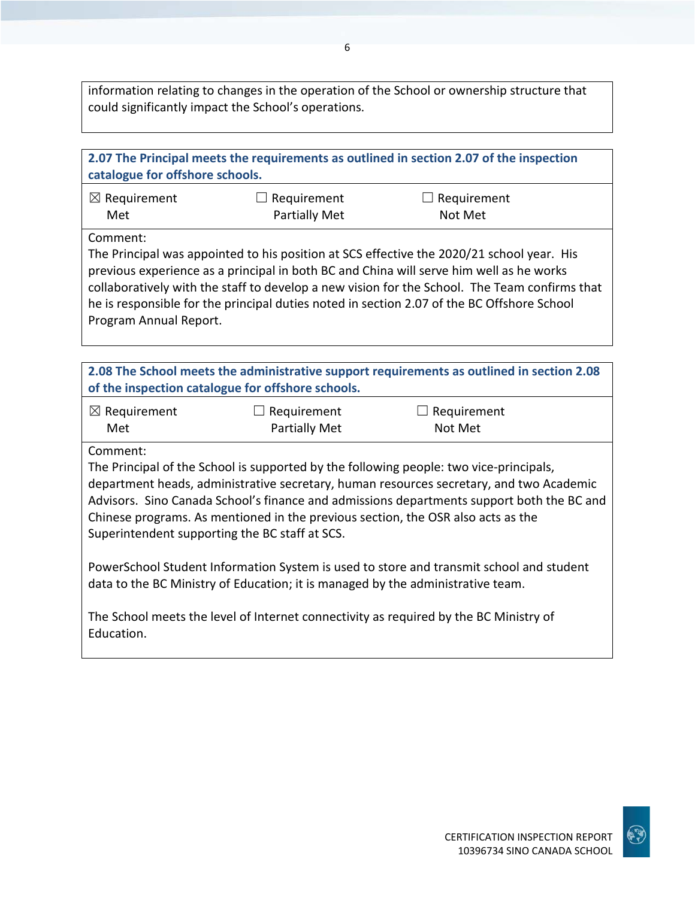information relating to changes in the operation of the School or ownership structure that could significantly impact the School's operations.

| **2.07 The Principal meets the requirements as outlined in section 2.07 of the inspection catalogue for offshore schools.** | | |
|---|---|---|
| ☒ Requirement Met | ☐ Requirement Partially Met | ☐ Requirement Not Met |

Comment:
The Principal was appointed to his position at SCS effective the 2020/21 school year. His previous experience as a principal in both BC and China will serve him well as he works collaboratively with the staff to develop a new vision for the School. The Team confirms that he is responsible for the principal duties noted in section 2.07 of the BC Offshore School Program Annual Report.

| **2.08 The School meets the administrative support requirements as outlined in section 2.08 of the inspection catalogue for offshore schools.** | | |
|---|---|---|
| ☒ Requirement Met | ☐ Requirement Partially Met | ☐ Requirement Not Met |

Comment:
The Principal of the School is supported by the following people: two vice-principals, department heads, administrative secretary, human resources secretary, and two Academic Advisors. Sino Canada School's finance and admissions departments support both the BC and Chinese programs. As mentioned in the previous section, the OSR also acts as the Superintendent supporting the BC staff at SCS.

PowerSchool Student Information System is used to store and transmit school and student data to the BC Ministry of Education; it is managed by the administrative team.

The School meets the level of Internet connectivity as required by the BC Ministry of Education.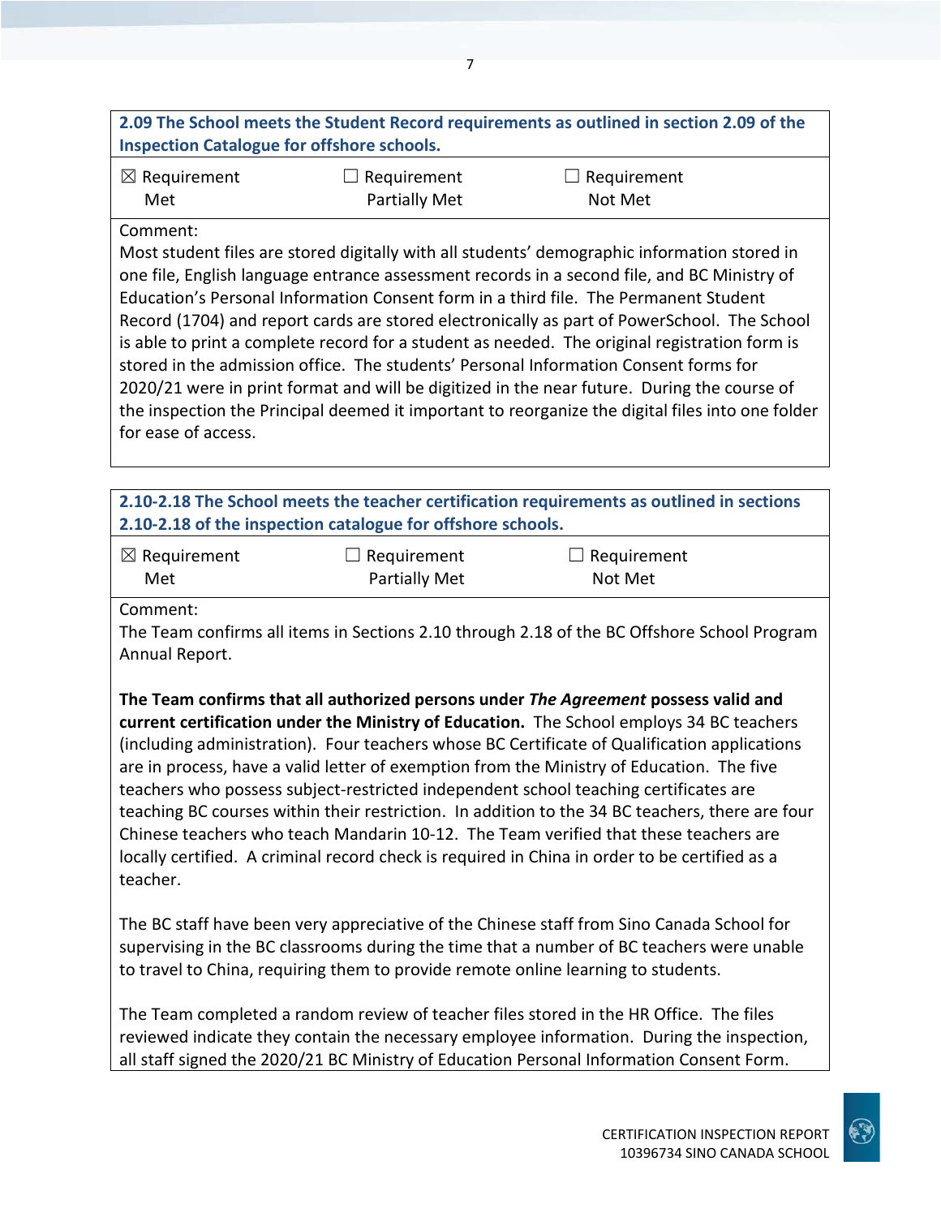**2.09 The School meets the Student Record requirements as outlined in section 2.09 of the Inspection Catalogue for offshore schools.**

| ☒ Requirement Met | ☐ Requirement Partially Met | ☐ Requirement Not Met |
|---|---|---|

Comment:
Most student files are stored digitally with all students' demographic information stored in one file, English language entrance assessment records in a second file, and BC Ministry of Education's Personal Information Consent form in a third file. The Permanent Student Record (1704) and report cards are stored electronically as part of PowerSchool. The School is able to print a complete record for a student as needed. The original registration form is stored in the admission office. The students' Personal Information Consent forms for 2020/21 were in print format and will be digitized in the near future. During the course of the inspection the Principal deemed it important to reorganize the digital files into one folder for ease of access.

**2.10-2.18 The School meets the teacher certification requirements as outlined in sections 2.10-2.18 of the inspection catalogue for offshore schools.**

| ☒ Requirement Met | ☐ Requirement Partially Met | ☐ Requirement Not Met |
|---|---|---|

Comment:
The Team confirms all items in Sections 2.10 through 2.18 of the BC Offshore School Program Annual Report.

**The Team confirms that all authorized persons under *The Agreement* possess valid and current certification under the Ministry of Education.** The School employs 34 BC teachers (including administration). Four teachers whose BC Certificate of Qualification applications are in process, have a valid letter of exemption from the Ministry of Education. The five teachers who possess subject-restricted independent school teaching certificates are teaching BC courses within their restriction. In addition to the 34 BC teachers, there are four Chinese teachers who teach Mandarin 10-12. The Team verified that these teachers are locally certified. A criminal record check is required in China in order to be certified as a teacher.

The BC staff have been very appreciative of the Chinese staff from Sino Canada School for supervising in the BC classrooms during the time that a number of BC teachers were unable to travel to China, requiring them to provide remote online learning to students.

The Team completed a random review of teacher files stored in the HR Office. The files reviewed indicate they contain the necessary employee information. During the inspection, all staff signed the 2020/21 BC Ministry of Education Personal Information Consent Form.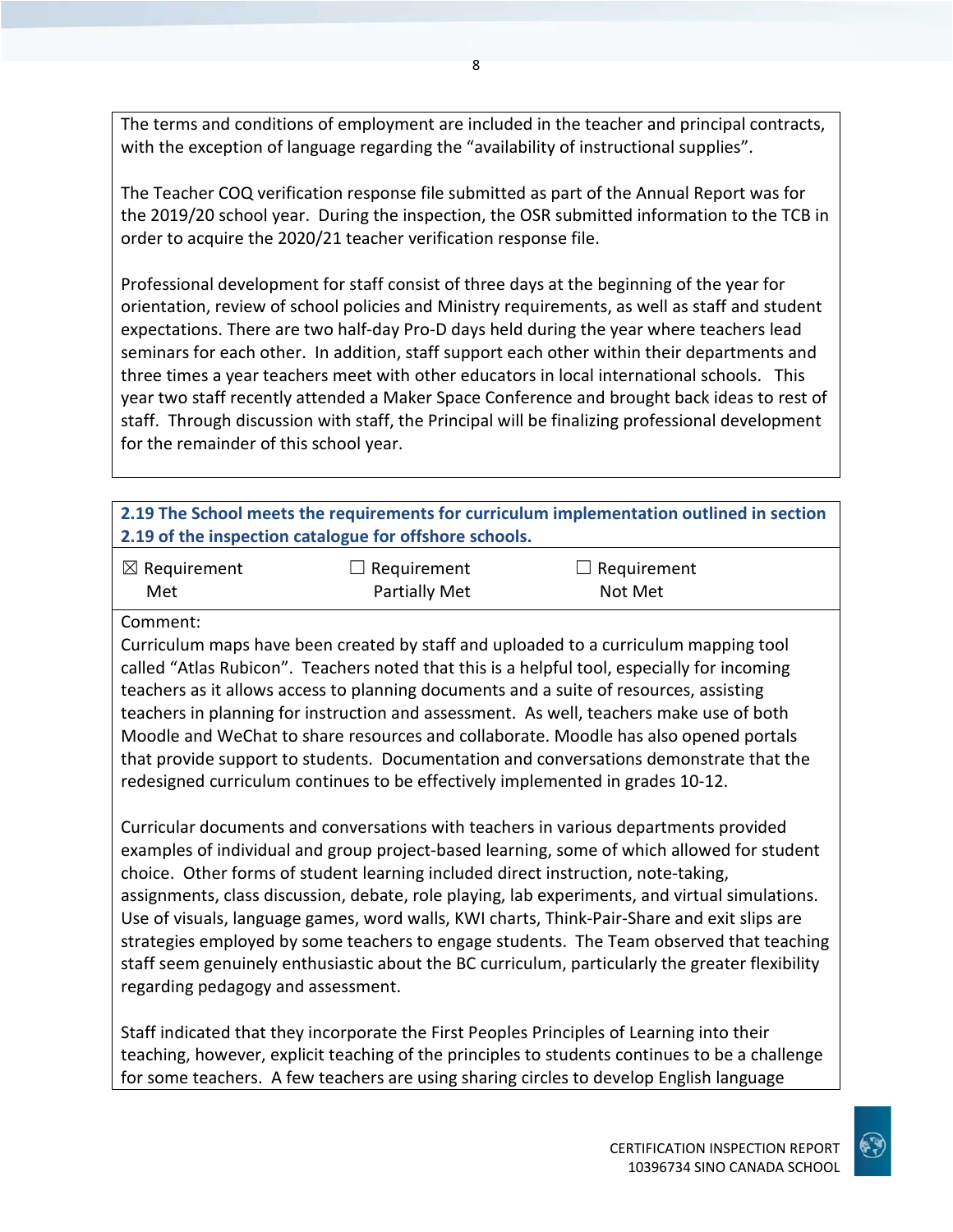The terms and conditions of employment are included in the teacher and principal contracts, with the exception of language regarding the "availability of instructional supplies".

The Teacher COQ verification response file submitted as part of the Annual Report was for the 2019/20 school year. During the inspection, the OSR submitted information to the TCB in order to acquire the 2020/21 teacher verification response file.

Professional development for staff consist of three days at the beginning of the year for orientation, review of school policies and Ministry requirements, as well as staff and student expectations. There are two half-day Pro-D days held during the year where teachers lead seminars for each other. In addition, staff support each other within their departments and three times a year teachers meet with other educators in local international schools. This year two staff recently attended a Maker Space Conference and brought back ideas to rest of staff. Through discussion with staff, the Principal will be finalizing professional development for the remainder of this school year.

**2.19 The School meets the requirements for curriculum implementation outlined in section 2.19 of the inspection catalogue for offshore schools.**

| ☒ Requirement Met | ☐ Requirement Partially Met | ☐ Requirement Not Met |
|---|---|---|

Comment:

Curriculum maps have been created by staff and uploaded to a curriculum mapping tool called "Atlas Rubicon". Teachers noted that this is a helpful tool, especially for incoming teachers as it allows access to planning documents and a suite of resources, assisting teachers in planning for instruction and assessment. As well, teachers make use of both Moodle and WeChat to share resources and collaborate. Moodle has also opened portals that provide support to students. Documentation and conversations demonstrate that the redesigned curriculum continues to be effectively implemented in grades 10-12.

Curricular documents and conversations with teachers in various departments provided examples of individual and group project-based learning, some of which allowed for student choice. Other forms of student learning included direct instruction, note-taking, assignments, class discussion, debate, role playing, lab experiments, and virtual simulations. Use of visuals, language games, word walls, KWI charts, Think-Pair-Share and exit slips are strategies employed by some teachers to engage students. The Team observed that teaching staff seem genuinely enthusiastic about the BC curriculum, particularly the greater flexibility regarding pedagogy and assessment.

Staff indicated that they incorporate the First Peoples Principles of Learning into their teaching, however, explicit teaching of the principles to students continues to be a challenge for some teachers. A few teachers are using sharing circles to develop English language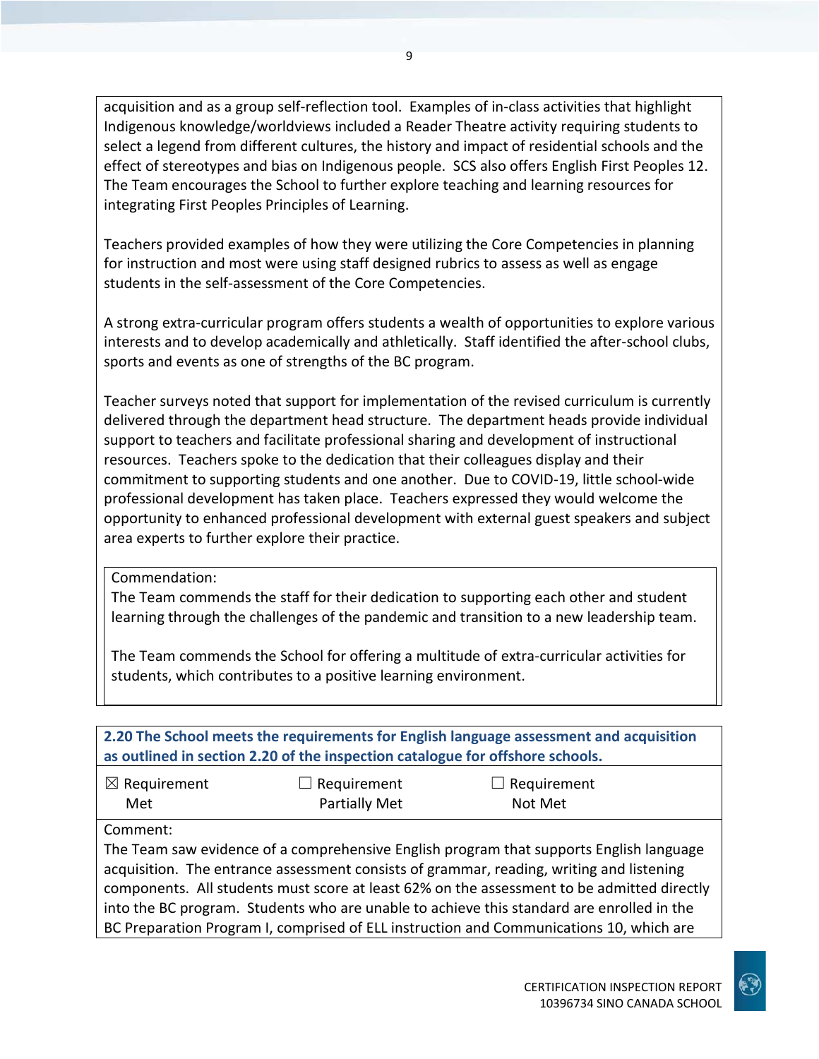acquisition and as a group self-reflection tool. Examples of in-class activities that highlight Indigenous knowledge/worldviews included a Reader Theatre activity requiring students to select a legend from different cultures, the history and impact of residential schools and the effect of stereotypes and bias on Indigenous people. SCS also offers English First Peoples 12. The Team encourages the School to further explore teaching and learning resources for integrating First Peoples Principles of Learning.

Teachers provided examples of how they were utilizing the Core Competencies in planning for instruction and most were using staff designed rubrics to assess as well as engage students in the self-assessment of the Core Competencies.

A strong extra-curricular program offers students a wealth of opportunities to explore various interests and to develop academically and athletically. Staff identified the after-school clubs, sports and events as one of strengths of the BC program.

Teacher surveys noted that support for implementation of the revised curriculum is currently delivered through the department head structure. The department heads provide individual support to teachers and facilitate professional sharing and development of instructional resources. Teachers spoke to the dedication that their colleagues display and their commitment to supporting students and one another. Due to COVID-19, little school-wide professional development has taken place. Teachers expressed they would welcome the opportunity to enhanced professional development with external guest speakers and subject area experts to further explore their practice.

Commendation:
The Team commends the staff for their dedication to supporting each other and student learning through the challenges of the pandemic and transition to a new leadership team.

The Team commends the School for offering a multitude of extra-curricular activities for students, which contributes to a positive learning environment.

**2.20 The School meets the requirements for English language assessment and acquisition as outlined in section 2.20 of the inspection catalogue for offshore schools.**

| ☒ Requirement Met | ☐ Requirement Partially Met | ☐ Requirement Not Met |
|---|---|---|

Comment:
The Team saw evidence of a comprehensive English program that supports English language acquisition. The entrance assessment consists of grammar, reading, writing and listening components. All students must score at least 62% on the assessment to be admitted directly into the BC program. Students who are unable to achieve this standard are enrolled in the BC Preparation Program I, comprised of ELL instruction and Communications 10, which are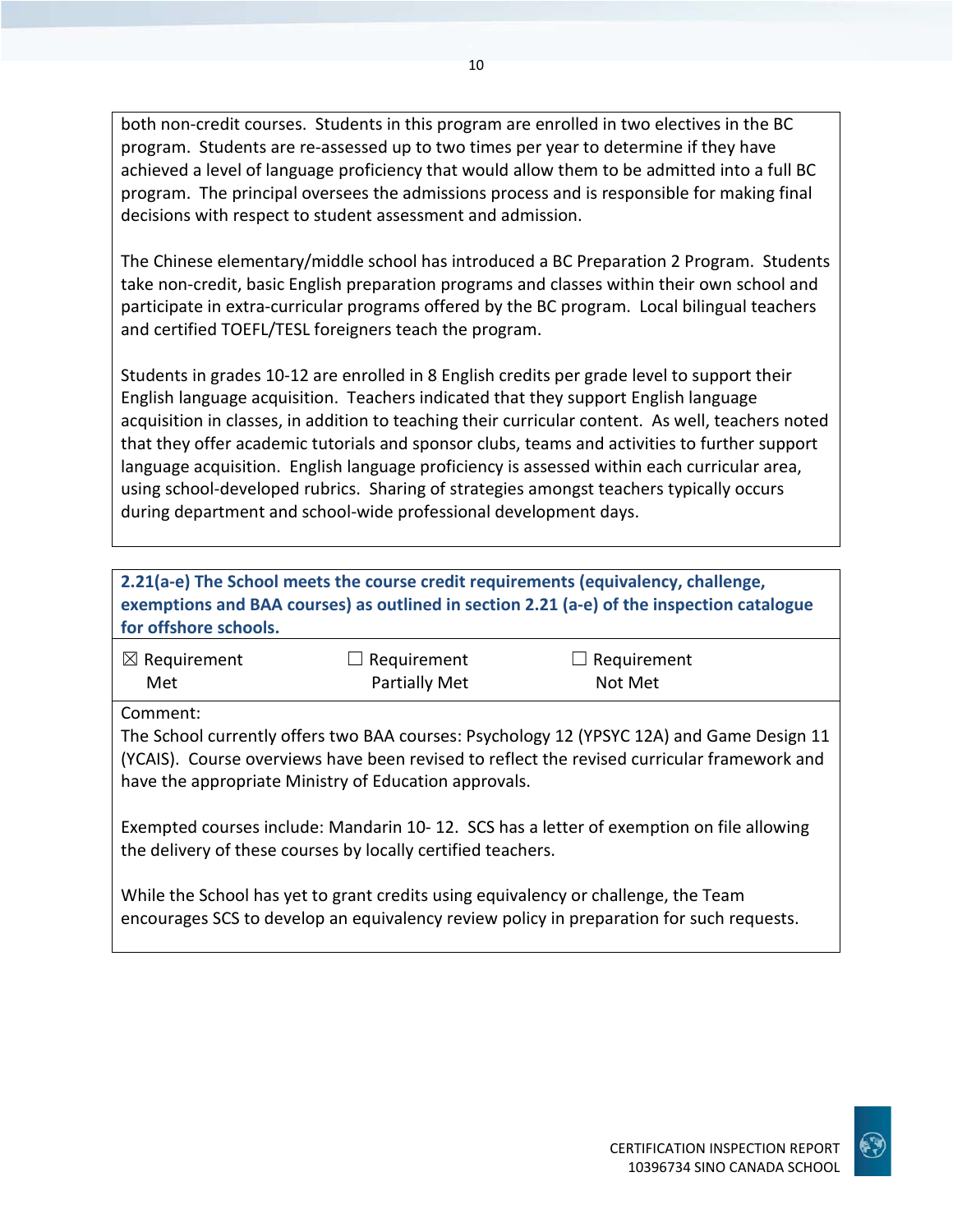both non-credit courses. Students in this program are enrolled in two electives in the BC program. Students are re-assessed up to two times per year to determine if they have achieved a level of language proficiency that would allow them to be admitted into a full BC program. The principal oversees the admissions process and is responsible for making final decisions with respect to student assessment and admission.

The Chinese elementary/middle school has introduced a BC Preparation 2 Program. Students take non-credit, basic English preparation programs and classes within their own school and participate in extra-curricular programs offered by the BC program. Local bilingual teachers and certified TOEFL/TESL foreigners teach the program.

Students in grades 10-12 are enrolled in 8 English credits per grade level to support their English language acquisition. Teachers indicated that they support English language acquisition in classes, in addition to teaching their curricular content. As well, teachers noted that they offer academic tutorials and sponsor clubs, teams and activities to further support language acquisition. English language proficiency is assessed within each curricular area, using school-developed rubrics. Sharing of strategies amongst teachers typically occurs during department and school-wide professional development days.

**2.21(a-e) The School meets the course credit requirements (equivalency, challenge, exemptions and BAA courses) as outlined in section 2.21 (a-e) of the inspection catalogue for offshore schools.**

| ☒ Requirement Met | ☐ Requirement Partially Met | ☐ Requirement Not Met |
|---|---|---|

Comment:

The School currently offers two BAA courses: Psychology 12 (YPSYC 12A) and Game Design 11 (YCAIS). Course overviews have been revised to reflect the revised curricular framework and have the appropriate Ministry of Education approvals.

Exempted courses include: Mandarin 10- 12. SCS has a letter of exemption on file allowing the delivery of these courses by locally certified teachers.

While the School has yet to grant credits using equivalency or challenge, the Team encourages SCS to develop an equivalency review policy in preparation for such requests.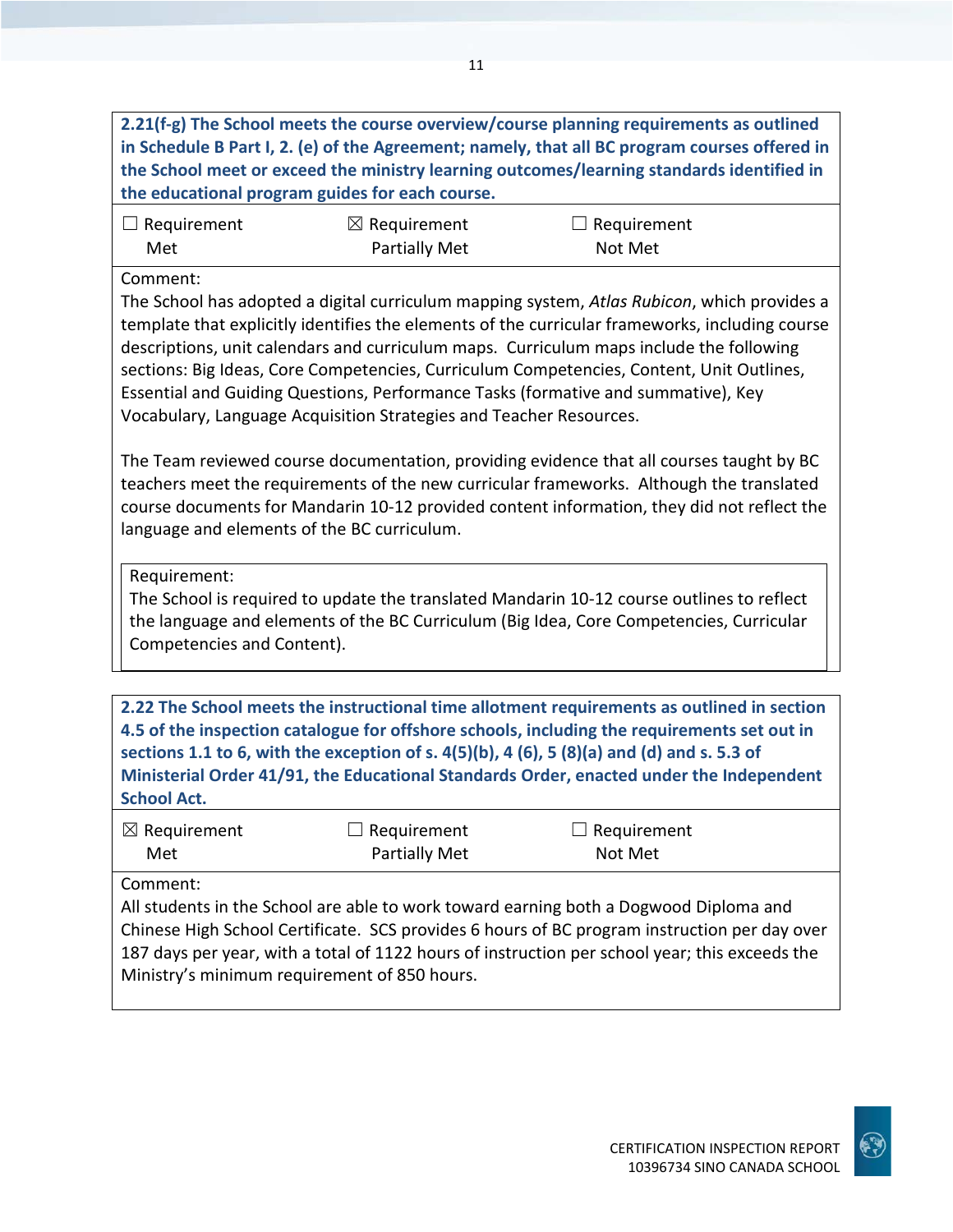**2.21(f-g) The School meets the course overview/course planning requirements as outlined in Schedule B Part I, 2. (e) of the Agreement; namely, that all BC program courses offered in the School meet or exceed the ministry learning outcomes/learning standards identified in the educational program guides for each course.**

| ☐ Requirement Met | ☒ Requirement Partially Met | ☐ Requirement Not Met |
|---|---|---|

Comment:

The School has adopted a digital curriculum mapping system, *Atlas Rubicon*, which provides a template that explicitly identifies the elements of the curricular frameworks, including course descriptions, unit calendars and curriculum maps. Curriculum maps include the following sections: Big Ideas, Core Competencies, Curriculum Competencies, Content, Unit Outlines, Essential and Guiding Questions, Performance Tasks (formative and summative), Key Vocabulary, Language Acquisition Strategies and Teacher Resources.

The Team reviewed course documentation, providing evidence that all courses taught by BC teachers meet the requirements of the new curricular frameworks. Although the translated course documents for Mandarin 10-12 provided content information, they did not reflect the language and elements of the BC curriculum.

Requirement:

The School is required to update the translated Mandarin 10-12 course outlines to reflect the language and elements of the BC Curriculum (Big Idea, Core Competencies, Curricular Competencies and Content).

**2.22 The School meets the instructional time allotment requirements as outlined in section 4.5 of the inspection catalogue for offshore schools, including the requirements set out in sections 1.1 to 6, with the exception of s. 4(5)(b), 4 (6), 5 (8)(a) and (d) and s. 5.3 of Ministerial Order 41/91, the Educational Standards Order, enacted under the Independent School Act.**

| ☒ Requirement Met | ☐ Requirement Partially Met | ☐ Requirement Not Met |
|---|---|---|

Comment:

All students in the School are able to work toward earning both a Dogwood Diploma and Chinese High School Certificate. SCS provides 6 hours of BC program instruction per day over 187 days per year, with a total of 1122 hours of instruction per school year; this exceeds the Ministry's minimum requirement of 850 hours.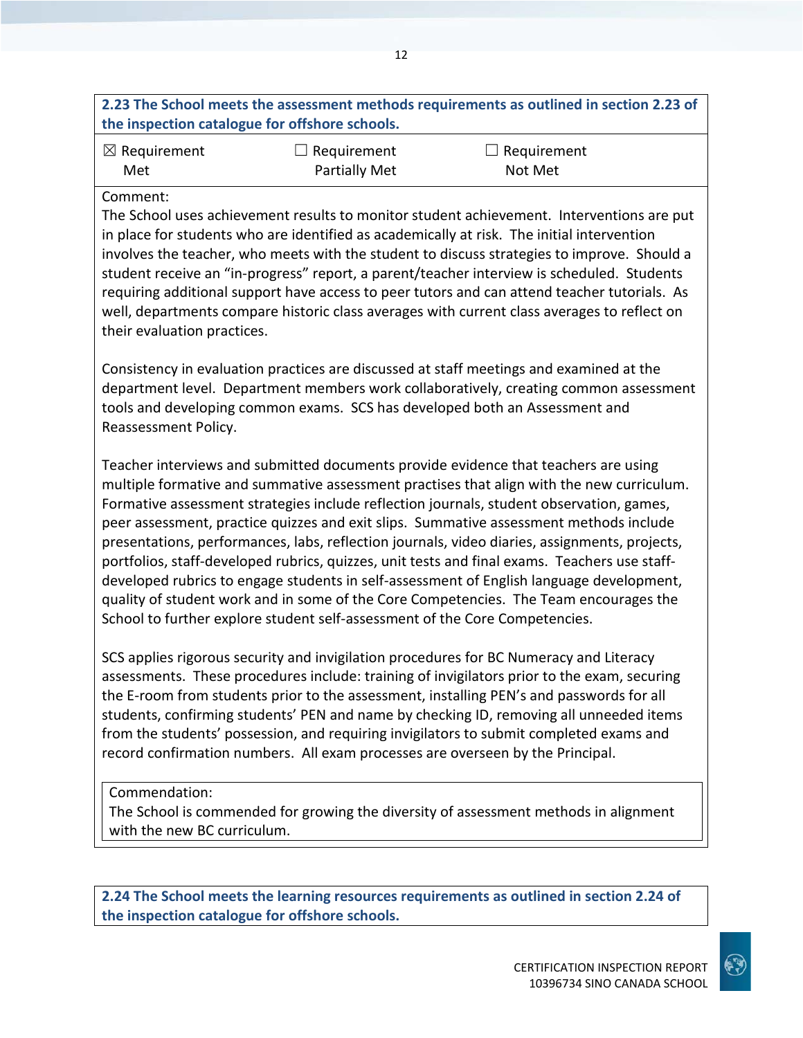**2.23 The School meets the assessment methods requirements as outlined in section 2.23 of the inspection catalogue for offshore schools.**

| ☒ Requirement Met | ☐ Requirement Partially Met | ☐ Requirement Not Met |
|---|---|---|

Comment:

The School uses achievement results to monitor student achievement. Interventions are put in place for students who are identified as academically at risk. The initial intervention involves the teacher, who meets with the student to discuss strategies to improve. Should a student receive an "in-progress" report, a parent/teacher interview is scheduled. Students requiring additional support have access to peer tutors and can attend teacher tutorials. As well, departments compare historic class averages with current class averages to reflect on their evaluation practices.

Consistency in evaluation practices are discussed at staff meetings and examined at the department level. Department members work collaboratively, creating common assessment tools and developing common exams. SCS has developed both an Assessment and Reassessment Policy.

Teacher interviews and submitted documents provide evidence that teachers are using multiple formative and summative assessment practises that align with the new curriculum. Formative assessment strategies include reflection journals, student observation, games, peer assessment, practice quizzes and exit slips. Summative assessment methods include presentations, performances, labs, reflection journals, video diaries, assignments, projects, portfolios, staff-developed rubrics, quizzes, unit tests and final exams. Teachers use staff-developed rubrics to engage students in self-assessment of English language development, quality of student work and in some of the Core Competencies. The Team encourages the School to further explore student self-assessment of the Core Competencies.

SCS applies rigorous security and invigilation procedures for BC Numeracy and Literacy assessments. These procedures include: training of invigilators prior to the exam, securing the E-room from students prior to the assessment, installing PEN's and passwords for all students, confirming students' PEN and name by checking ID, removing all unneeded items from the students' possession, and requiring invigilators to submit completed exams and record confirmation numbers. All exam processes are overseen by the Principal.

Commendation:

The School is commended for growing the diversity of assessment methods in alignment with the new BC curriculum.

**2.24 The School meets the learning resources requirements as outlined in section 2.24 of the inspection catalogue for offshore schools.**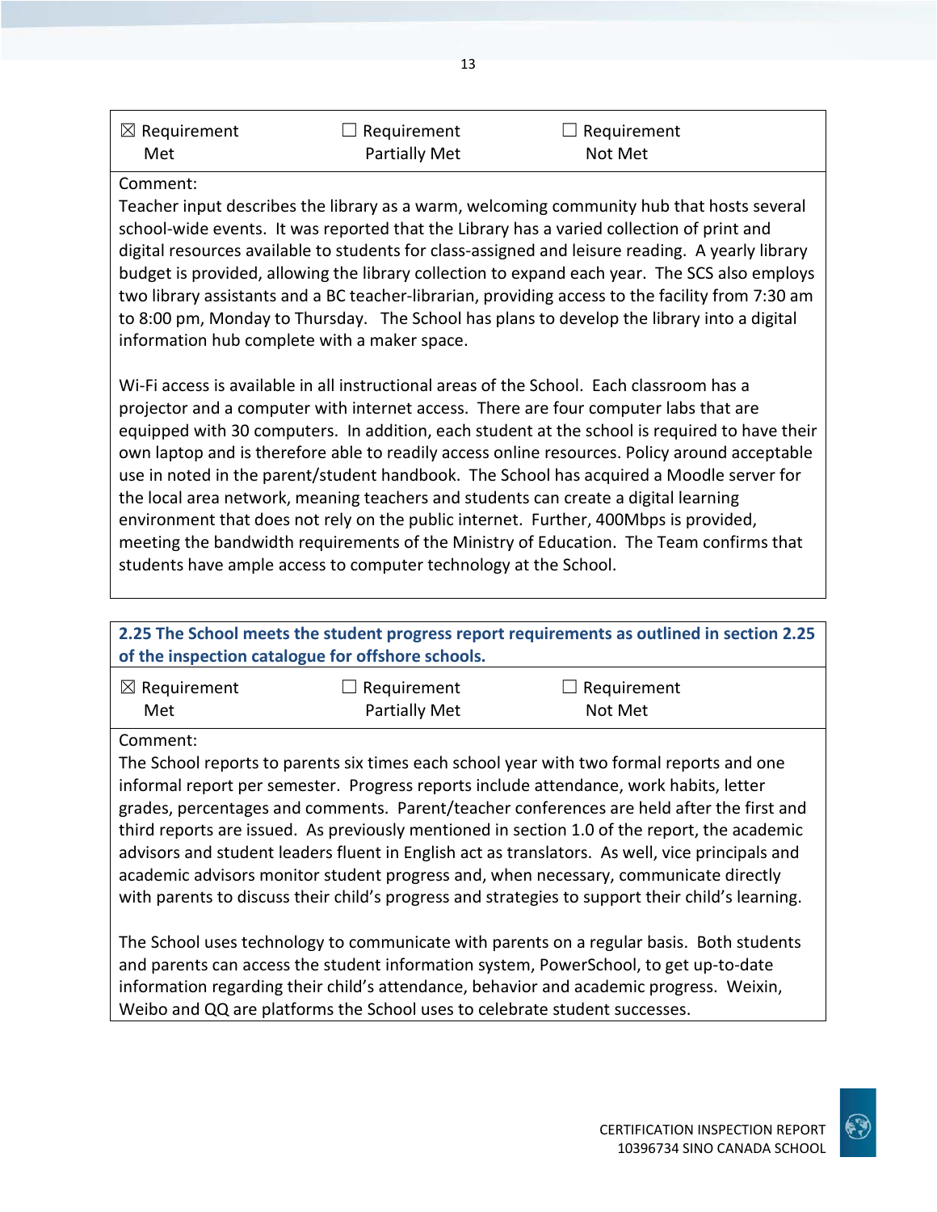| ☒ Requirement Met | ☐ Requirement Partially Met | ☐ Requirement Not Met |
|---|---|---|

Comment:

Teacher input describes the library as a warm, welcoming community hub that hosts several school-wide events. It was reported that the Library has a varied collection of print and digital resources available to students for class-assigned and leisure reading. A yearly library budget is provided, allowing the library collection to expand each year. The SCS also employs two library assistants and a BC teacher-librarian, providing access to the facility from 7:30 am to 8:00 pm, Monday to Thursday. The School has plans to develop the library into a digital information hub complete with a maker space.

Wi-Fi access is available in all instructional areas of the School. Each classroom has a projector and a computer with internet access. There are four computer labs that are equipped with 30 computers. In addition, each student at the school is required to have their own laptop and is therefore able to readily access online resources. Policy around acceptable use in noted in the parent/student handbook. The School has acquired a Moodle server for the local area network, meaning teachers and students can create a digital learning environment that does not rely on the public internet. Further, 400Mbps is provided, meeting the bandwidth requirements of the Ministry of Education. The Team confirms that students have ample access to computer technology at the School.

**2.25 The School meets the student progress report requirements as outlined in section 2.25 of the inspection catalogue for offshore schools.**

| ☒ Requirement Met | ☐ Requirement Partially Met | ☐ Requirement Not Met |
|---|---|---|

Comment:

The School reports to parents six times each school year with two formal reports and one informal report per semester. Progress reports include attendance, work habits, letter grades, percentages and comments. Parent/teacher conferences are held after the first and third reports are issued. As previously mentioned in section 1.0 of the report, the academic advisors and student leaders fluent in English act as translators. As well, vice principals and academic advisors monitor student progress and, when necessary, communicate directly with parents to discuss their child's progress and strategies to support their child's learning.

The School uses technology to communicate with parents on a regular basis. Both students and parents can access the student information system, PowerSchool, to get up-to-date information regarding their child's attendance, behavior and academic progress. Weixin, Weibo and QQ are platforms the School uses to celebrate student successes.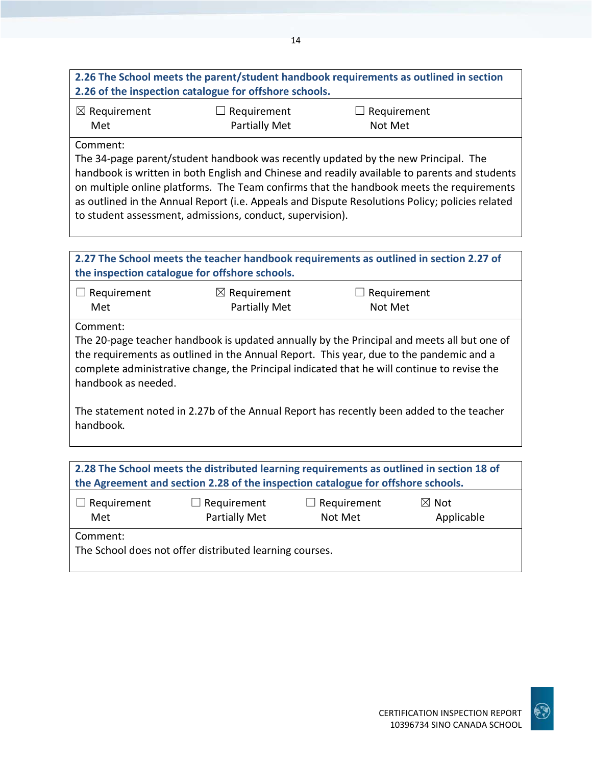| **2.26 The School meets the parent/student handbook requirements as outlined in section 2.26 of the inspection catalogue for offshore schools.** | | |
| --- | --- | --- |
| ☒ Requirement Met | ☐ Requirement Partially Met | ☐ Requirement Not Met |

Comment:
The 34-page parent/student handbook was recently updated by the new Principal. The handbook is written in both English and Chinese and readily available to parents and students on multiple online platforms. The Team confirms that the handbook meets the requirements as outlined in the Annual Report (i.e. Appeals and Dispute Resolutions Policy; policies related to student assessment, admissions, conduct, supervision).

| **2.27 The School meets the teacher handbook requirements as outlined in section 2.27 of the inspection catalogue for offshore schools.** | | |
| --- | --- | --- |
| ☐ Requirement Met | ☒ Requirement Partially Met | ☐ Requirement Not Met |

Comment:
The 20-page teacher handbook is updated annually by the Principal and meets all but one of the requirements as outlined in the Annual Report. This year, due to the pandemic and a complete administrative change, the Principal indicated that he will continue to revise the handbook as needed.

The statement noted in 2.27b of the Annual Report has recently been added to the teacher handbook.

| **2.28 The School meets the distributed learning requirements as outlined in section 18 of the Agreement and section 2.28 of the inspection catalogue for offshore schools.** | | | |
| --- | --- | --- | --- |
| ☐ Requirement Met | ☐ Requirement Partially Met | ☐ Requirement Not Met | ☒ Not Applicable |

Comment:
The School does not offer distributed learning courses.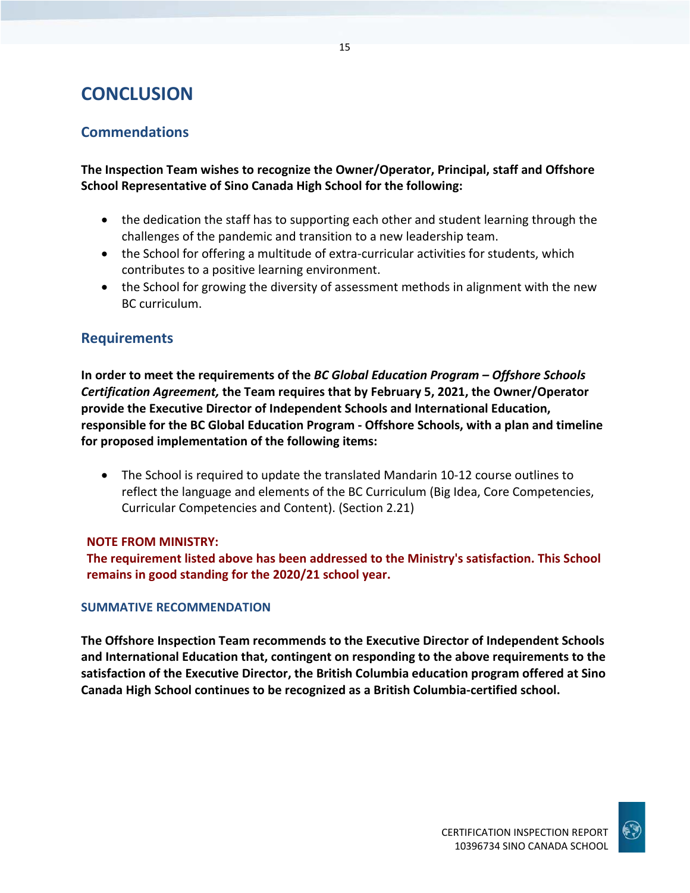# CONCLUSION

## Commendations

**The Inspection Team wishes to recognize the Owner/Operator, Principal, staff and Offshore School Representative of Sino Canada High School for the following:**

- the dedication the staff has to supporting each other and student learning through the challenges of the pandemic and transition to a new leadership team.
- the School for offering a multitude of extra-curricular activities for students, which contributes to a positive learning environment.
- the School for growing the diversity of assessment methods in alignment with the new BC curriculum.

## Requirements

**In order to meet the requirements of the *BC Global Education Program – Offshore Schools Certification Agreement,* the Team requires that by February 5, 2021, the Owner/Operator provide the Executive Director of Independent Schools and International Education, responsible for the BC Global Education Program - Offshore Schools, with a plan and timeline for proposed implementation of the following items:**

- The School is required to update the translated Mandarin 10-12 course outlines to reflect the language and elements of the BC Curriculum (Big Idea, Core Competencies, Curricular Competencies and Content). (Section 2.21)

**NOTE FROM MINISTRY:**
**The requirement listed above has been addressed to the Ministry's satisfaction. This School remains in good standing for the 2020/21 school year.**

### SUMMATIVE RECOMMENDATION

**The Offshore Inspection Team recommends to the Executive Director of Independent Schools and International Education that, contingent on responding to the above requirements to the satisfaction of the Executive Director, the British Columbia education program offered at Sino Canada High School continues to be recognized as a British Columbia-certified school.**